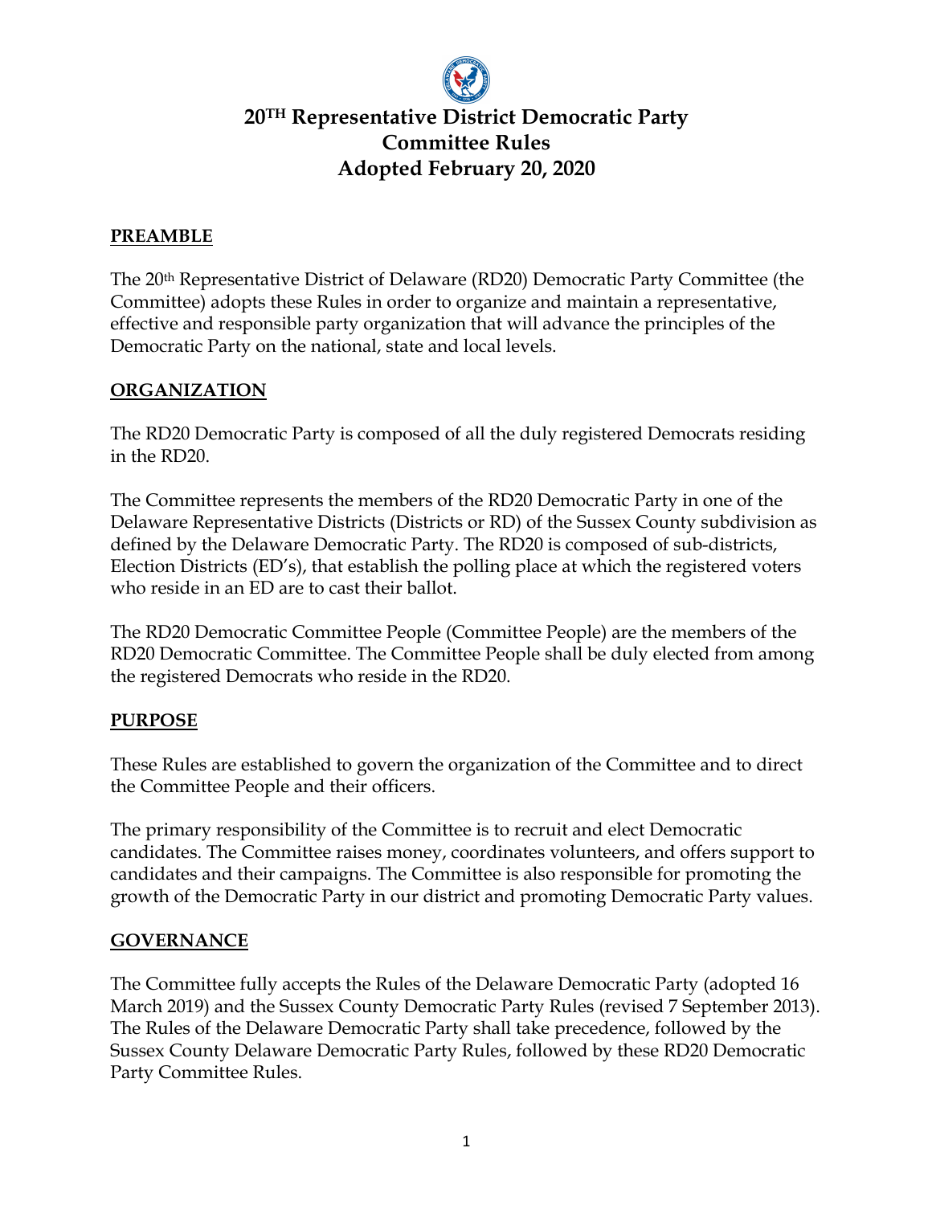# 20TH Representative District Democratic Party Committee Rules Adopted February 20, 2020

## PREAMBLE

The 20th Representative District of Delaware (RD20) Democratic Party Committee (the Committee) adopts these Rules in order to organize and maintain a representative, effective and responsible party organization that will advance the principles of the Democratic Party on the national, state and local levels.

## ORGANIZATION

The RD20 Democratic Party is composed of all the duly registered Democrats residing in the RD20.

The Committee represents the members of the RD20 Democratic Party in one of the Delaware Representative Districts (Districts or RD) of the Sussex County subdivision as defined by the Delaware Democratic Party. The RD20 is composed of sub-districts, Election Districts (ED's), that establish the polling place at which the registered voters who reside in an ED are to cast their ballot.

The RD20 Democratic Committee People (Committee People) are the members of the RD20 Democratic Committee. The Committee People shall be duly elected from among the registered Democrats who reside in the RD20.

## PURPOSE

These Rules are established to govern the organization of the Committee and to direct the Committee People and their officers.

The primary responsibility of the Committee is to recruit and elect Democratic candidates. The Committee raises money, coordinates volunteers, and offers support to candidates and their campaigns. The Committee is also responsible for promoting the growth of the Democratic Party in our district and promoting Democratic Party values.

## GOVERNANCE

The Committee fully accepts the Rules of the Delaware Democratic Party (adopted 16 March 2019) and the Sussex County Democratic Party Rules (revised 7 September 2013). The Rules of the Delaware Democratic Party shall take precedence, followed by the Sussex County Delaware Democratic Party Rules, followed by these RD20 Democratic Party Committee Rules.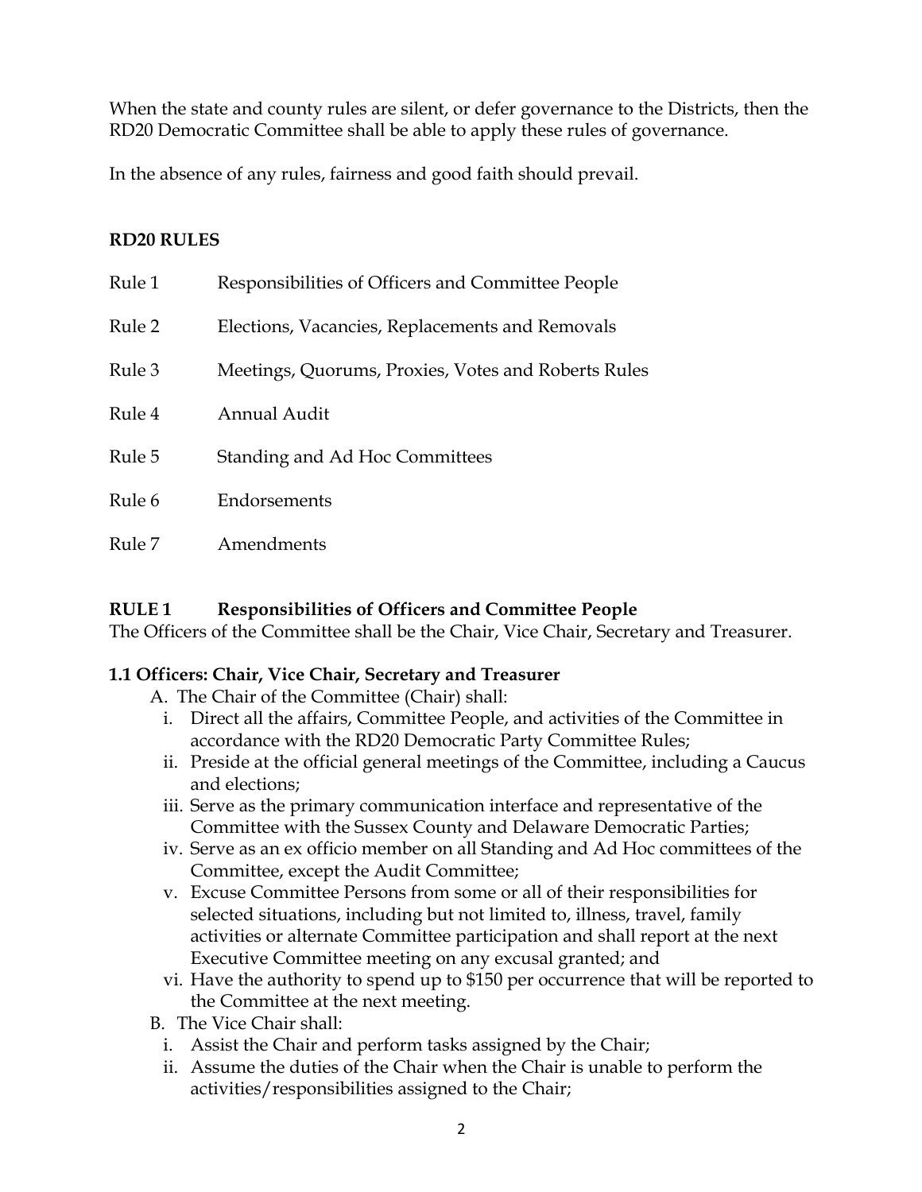When the state and county rules are silent, or defer governance to the Districts, then the RD20 Democratic Committee shall be able to apply these rules of governance.

In the absence of any rules, fairness and good faith should prevail.

**RD20 RULES**

| | |
|---|---|
| Rule 1 | Responsibilities of Officers and Committee People |
| Rule 2 | Elections, Vacancies, Replacements and Removals |
| Rule 3 | Meetings, Quorums, Proxies, Votes and Roberts Rules |
| Rule 4 | Annual Audit |
| Rule 5 | Standing and Ad Hoc Committees |
| Rule 6 | Endorsements |
| Rule 7 | Amendments |

## RULE 1 Responsibilities of Officers and Committee People

The Officers of the Committee shall be the Chair, Vice Chair, Secretary and Treasurer.

### 1.1 Officers: Chair, Vice Chair, Secretary and Treasurer

A. The Chair of the Committee (Chair) shall:

i. Direct all the affairs, Committee People, and activities of the Committee in accordance with the RD20 Democratic Party Committee Rules;

ii. Preside at the official general meetings of the Committee, including a Caucus and elections;

iii. Serve as the primary communication interface and representative of the Committee with the Sussex County and Delaware Democratic Parties;

iv. Serve as an ex officio member on all Standing and Ad Hoc committees of the Committee, except the Audit Committee;

v. Excuse Committee Persons from some or all of their responsibilities for selected situations, including but not limited to, illness, travel, family activities or alternate Committee participation and shall report at the next Executive Committee meeting on any excusal granted; and

vi. Have the authority to spend up to $150 per occurrence that will be reported to the Committee at the next meeting.

B. The Vice Chair shall:

i. Assist the Chair and perform tasks assigned by the Chair;

ii. Assume the duties of the Chair when the Chair is unable to perform the activities/responsibilities assigned to the Chair;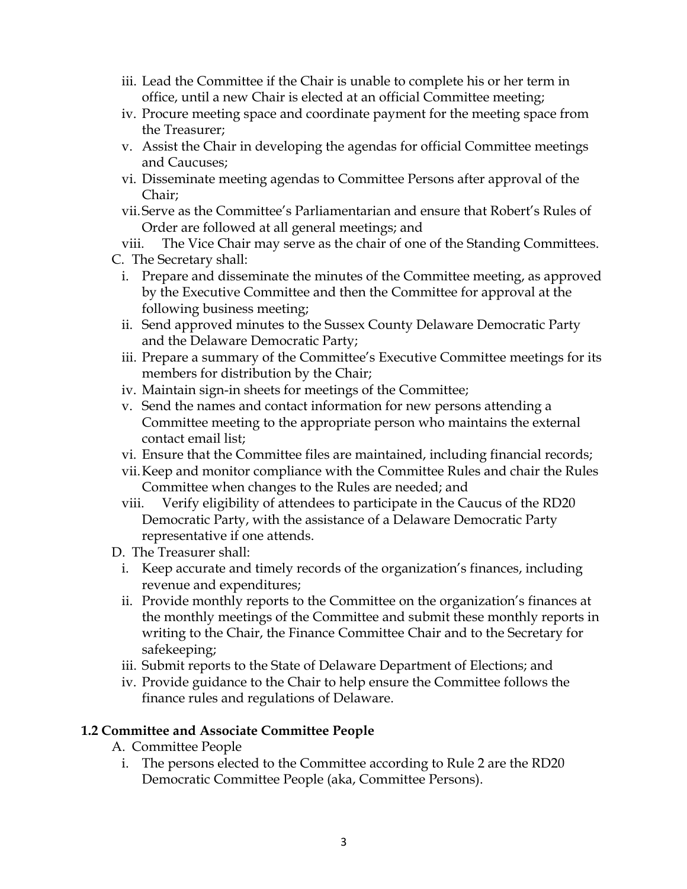iii. Lead the Committee if the Chair is unable to complete his or her term in office, until a new Chair is elected at an official Committee meeting;
iv. Procure meeting space and coordinate payment for the meeting space from the Treasurer;
v. Assist the Chair in developing the agendas for official Committee meetings and Caucuses;
vi. Disseminate meeting agendas to Committee Persons after approval of the Chair;
vii. Serve as the Committee's Parliamentarian and ensure that Robert's Rules of Order are followed at all general meetings; and
viii. The Vice Chair may serve as the chair of one of the Standing Committees.

C. The Secretary shall:

i. Prepare and disseminate the minutes of the Committee meeting, as approved by the Executive Committee and then the Committee for approval at the following business meeting;
ii. Send approved minutes to the Sussex County Delaware Democratic Party and the Delaware Democratic Party;
iii. Prepare a summary of the Committee's Executive Committee meetings for its members for distribution by the Chair;
iv. Maintain sign-in sheets for meetings of the Committee;
v. Send the names and contact information for new persons attending a Committee meeting to the appropriate person who maintains the external contact email list;
vi. Ensure that the Committee files are maintained, including financial records;
vii. Keep and monitor compliance with the Committee Rules and chair the Rules Committee when changes to the Rules are needed; and
viii. Verify eligibility of attendees to participate in the Caucus of the RD20 Democratic Party, with the assistance of a Delaware Democratic Party representative if one attends.

D. The Treasurer shall:

i. Keep accurate and timely records of the organization's finances, including revenue and expenditures;
ii. Provide monthly reports to the Committee on the organization's finances at the monthly meetings of the Committee and submit these monthly reports in writing to the Chair, the Finance Committee Chair and to the Secretary for safekeeping;
iii. Submit reports to the State of Delaware Department of Elections; and
iv. Provide guidance to the Chair to help ensure the Committee follows the finance rules and regulations of Delaware.

**1.2 Committee and Associate Committee People**

A. Committee People

i. The persons elected to the Committee according to Rule 2 are the RD20 Democratic Committee People (aka, Committee Persons).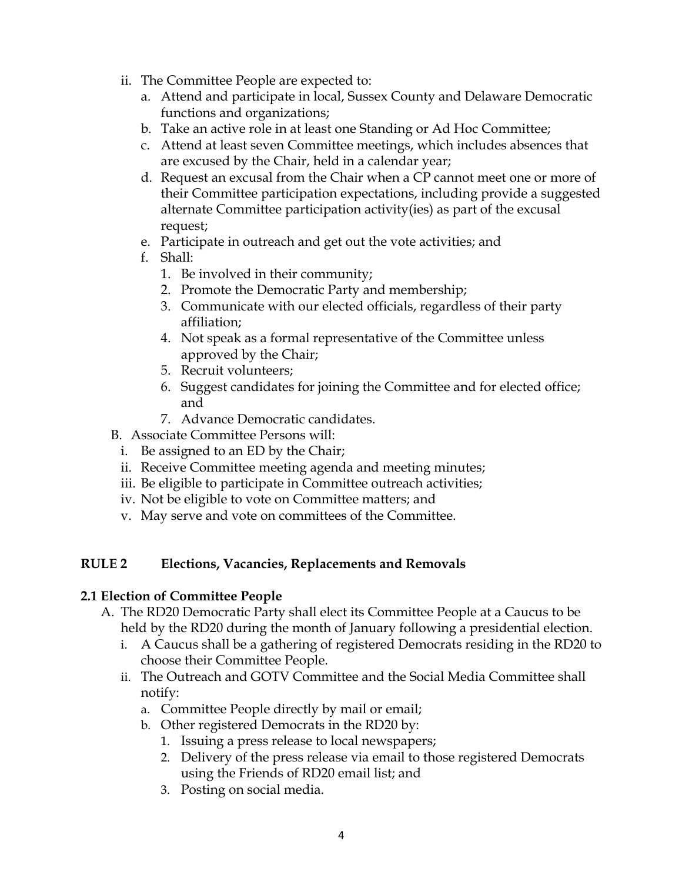ii. The Committee People are expected to:
   a. Attend and participate in local, Sussex County and Delaware Democratic functions and organizations;
   b. Take an active role in at least one Standing or Ad Hoc Committee;
   c. Attend at least seven Committee meetings, which includes absences that are excused by the Chair, held in a calendar year;
   d. Request an excusal from the Chair when a CP cannot meet one or more of their Committee participation expectations, including provide a suggested alternate Committee participation activity(ies) as part of the excusal request;
   e. Participate in outreach and get out the vote activities; and
   f. Shall:
      1. Be involved in their community;
      2. Promote the Democratic Party and membership;
      3. Communicate with our elected officials, regardless of their party affiliation;
      4. Not speak as a formal representative of the Committee unless approved by the Chair;
      5. Recruit volunteers;
      6. Suggest candidates for joining the Committee and for elected office; and
      7. Advance Democratic candidates.

B. Associate Committee Persons will:
   i. Be assigned to an ED by the Chair;
   ii. Receive Committee meeting agenda and meeting minutes;
   iii. Be eligible to participate in Committee outreach activities;
   iv. Not be eligible to vote on Committee matters; and
   v. May serve and vote on committees of the Committee.

## RULE 2 Elections, Vacancies, Replacements and Removals

### 2.1 Election of Committee People

A. The RD20 Democratic Party shall elect its Committee People at a Caucus to be held by the RD20 during the month of January following a presidential election.
   i. A Caucus shall be a gathering of registered Democrats residing in the RD20 to choose their Committee People.
   ii. The Outreach and GOTV Committee and the Social Media Committee shall notify:
      a. Committee People directly by mail or email;
      b. Other registered Democrats in the RD20 by:
         1. Issuing a press release to local newspapers;
         2. Delivery of the press release via email to those registered Democrats using the Friends of RD20 email list; and
         3. Posting on social media.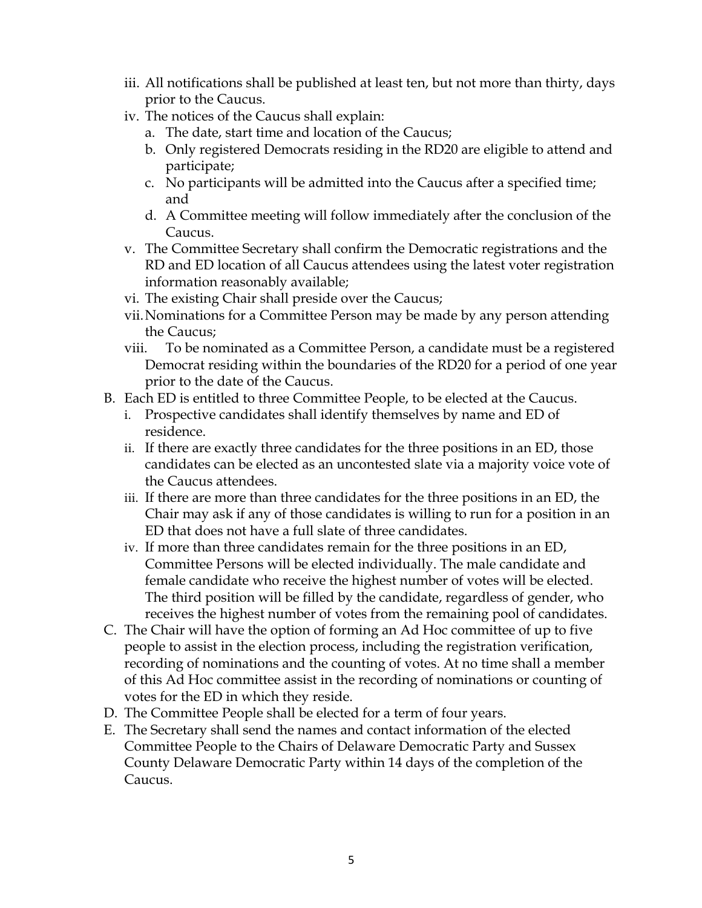iii. All notifications shall be published at least ten, but not more than thirty, days prior to the Caucus.
   iv. The notices of the Caucus shall explain:
      a. The date, start time and location of the Caucus;
      b. Only registered Democrats residing in the RD20 are eligible to attend and participate;
      c. No participants will be admitted into the Caucus after a specified time; and
      d. A Committee meeting will follow immediately after the conclusion of the Caucus.
   v. The Committee Secretary shall confirm the Democratic registrations and the RD and ED location of all Caucus attendees using the latest voter registration information reasonably available;
   vi. The existing Chair shall preside over the Caucus;
   vii. Nominations for a Committee Person may be made by any person attending the Caucus;
   viii. To be nominated as a Committee Person, a candidate must be a registered Democrat residing within the boundaries of the RD20 for a period of one year prior to the date of the Caucus.

B. Each ED is entitled to three Committee People, to be elected at the Caucus.
   i. Prospective candidates shall identify themselves by name and ED of residence.
   ii. If there are exactly three candidates for the three positions in an ED, those candidates can be elected as an uncontested slate via a majority voice vote of the Caucus attendees.
   iii. If there are more than three candidates for the three positions in an ED, the Chair may ask if any of those candidates is willing to run for a position in an ED that does not have a full slate of three candidates.
   iv. If more than three candidates remain for the three positions in an ED, Committee Persons will be elected individually. The male candidate and female candidate who receive the highest number of votes will be elected. The third position will be filled by the candidate, regardless of gender, who receives the highest number of votes from the remaining pool of candidates.

C. The Chair will have the option of forming an Ad Hoc committee of up to five people to assist in the election process, including the registration verification, recording of nominations and the counting of votes. At no time shall a member of this Ad Hoc committee assist in the recording of nominations or counting of votes for the ED in which they reside.

D. The Committee People shall be elected for a term of four years.

E. The Secretary shall send the names and contact information of the elected Committee People to the Chairs of Delaware Democratic Party and Sussex County Delaware Democratic Party within 14 days of the completion of the Caucus.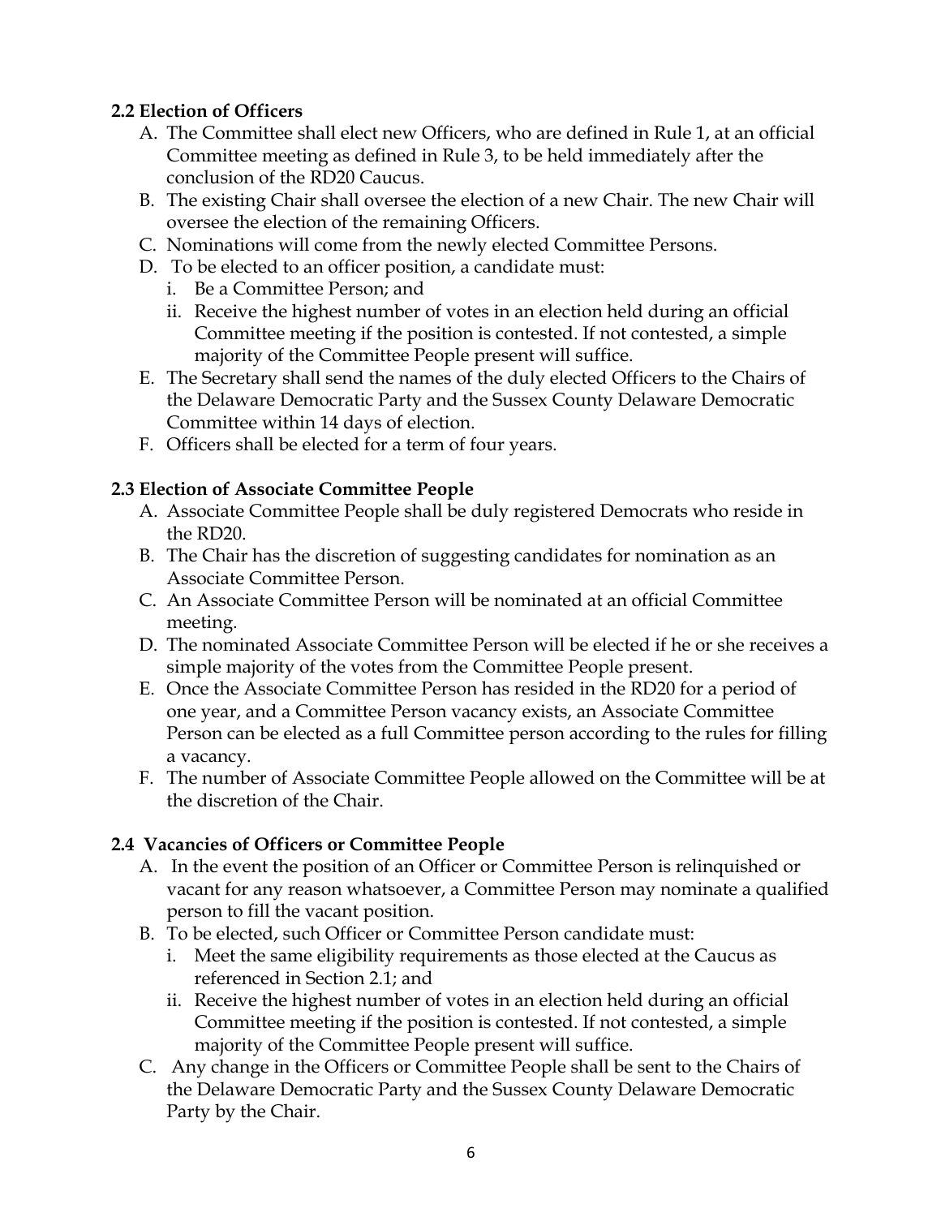**2.2 Election of Officers**

A. The Committee shall elect new Officers, who are defined in Rule 1, at an official Committee meeting as defined in Rule 3, to be held immediately after the conclusion of the RD20 Caucus.
B. The existing Chair shall oversee the election of a new Chair. The new Chair will oversee the election of the remaining Officers.
C. Nominations will come from the newly elected Committee Persons.
D. To be elected to an officer position, a candidate must:
    i. Be a Committee Person; and
    ii. Receive the highest number of votes in an election held during an official Committee meeting if the position is contested. If not contested, a simple majority of the Committee People present will suffice.
E. The Secretary shall send the names of the duly elected Officers to the Chairs of the Delaware Democratic Party and the Sussex County Delaware Democratic Committee within 14 days of election.
F. Officers shall be elected for a term of four years.

**2.3 Election of Associate Committee People**

A. Associate Committee People shall be duly registered Democrats who reside in the RD20.
B. The Chair has the discretion of suggesting candidates for nomination as an Associate Committee Person.
C. An Associate Committee Person will be nominated at an official Committee meeting.
D. The nominated Associate Committee Person will be elected if he or she receives a simple majority of the votes from the Committee People present.
E. Once the Associate Committee Person has resided in the RD20 for a period of one year, and a Committee Person vacancy exists, an Associate Committee Person can be elected as a full Committee person according to the rules for filling a vacancy.
F. The number of Associate Committee People allowed on the Committee will be at the discretion of the Chair.

**2.4 Vacancies of Officers or Committee People**

A. In the event the position of an Officer or Committee Person is relinquished or vacant for any reason whatsoever, a Committee Person may nominate a qualified person to fill the vacant position.
B. To be elected, such Officer or Committee Person candidate must:
    i. Meet the same eligibility requirements as those elected at the Caucus as referenced in Section 2.1; and
    ii. Receive the highest number of votes in an election held during an official Committee meeting if the position is contested. If not contested, a simple majority of the Committee People present will suffice.
C. Any change in the Officers or Committee People shall be sent to the Chairs of the Delaware Democratic Party and the Sussex County Delaware Democratic Party by the Chair.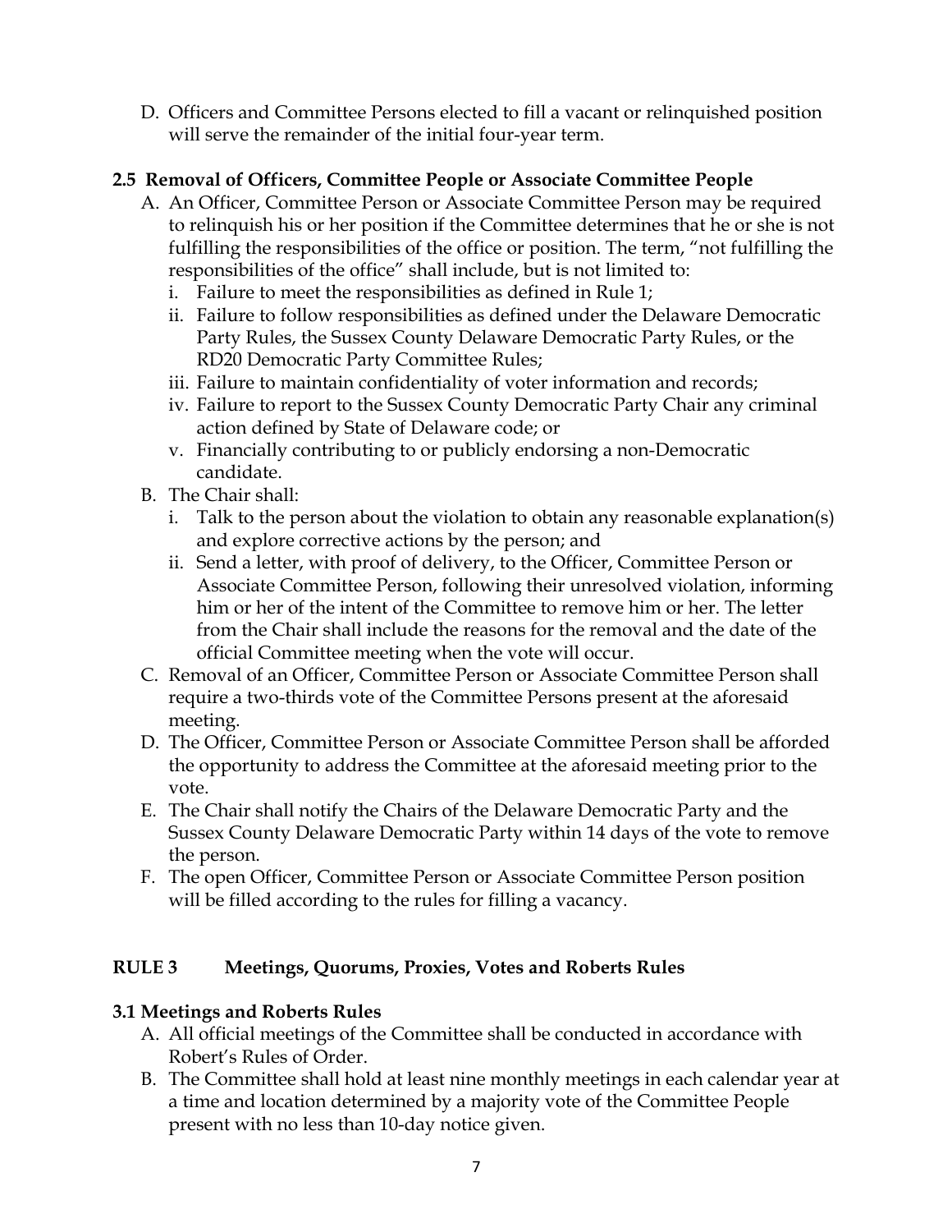D. Officers and Committee Persons elected to fill a vacant or relinquished position will serve the remainder of the initial four-year term.

### 2.5 Removal of Officers, Committee People or Associate Committee People

A. An Officer, Committee Person or Associate Committee Person may be required to relinquish his or her position if the Committee determines that he or she is not fulfilling the responsibilities of the office or position. The term, "not fulfilling the responsibilities of the office" shall include, but is not limited to:
   i. Failure to meet the responsibilities as defined in Rule 1;
   ii. Failure to follow responsibilities as defined under the Delaware Democratic Party Rules, the Sussex County Delaware Democratic Party Rules, or the RD20 Democratic Party Committee Rules;
   iii. Failure to maintain confidentiality of voter information and records;
   iv. Failure to report to the Sussex County Democratic Party Chair any criminal action defined by State of Delaware code; or
   v. Financially contributing to or publicly endorsing a non-Democratic candidate.

B. The Chair shall:
   i. Talk to the person about the violation to obtain any reasonable explanation(s) and explore corrective actions by the person; and
   ii. Send a letter, with proof of delivery, to the Officer, Committee Person or Associate Committee Person, following their unresolved violation, informing him or her of the intent of the Committee to remove him or her. The letter from the Chair shall include the reasons for the removal and the date of the official Committee meeting when the vote will occur.

C. Removal of an Officer, Committee Person or Associate Committee Person shall require a two-thirds vote of the Committee Persons present at the aforesaid meeting.

D. The Officer, Committee Person or Associate Committee Person shall be afforded the opportunity to address the Committee at the aforesaid meeting prior to the vote.

E. The Chair shall notify the Chairs of the Delaware Democratic Party and the Sussex County Delaware Democratic Party within 14 days of the vote to remove the person.

F. The open Officer, Committee Person or Associate Committee Person position will be filled according to the rules for filling a vacancy.

## RULE 3 Meetings, Quorums, Proxies, Votes and Roberts Rules

### 3.1 Meetings and Roberts Rules

A. All official meetings of the Committee shall be conducted in accordance with Robert's Rules of Order.

B. The Committee shall hold at least nine monthly meetings in each calendar year at a time and location determined by a majority vote of the Committee People present with no less than 10-day notice given.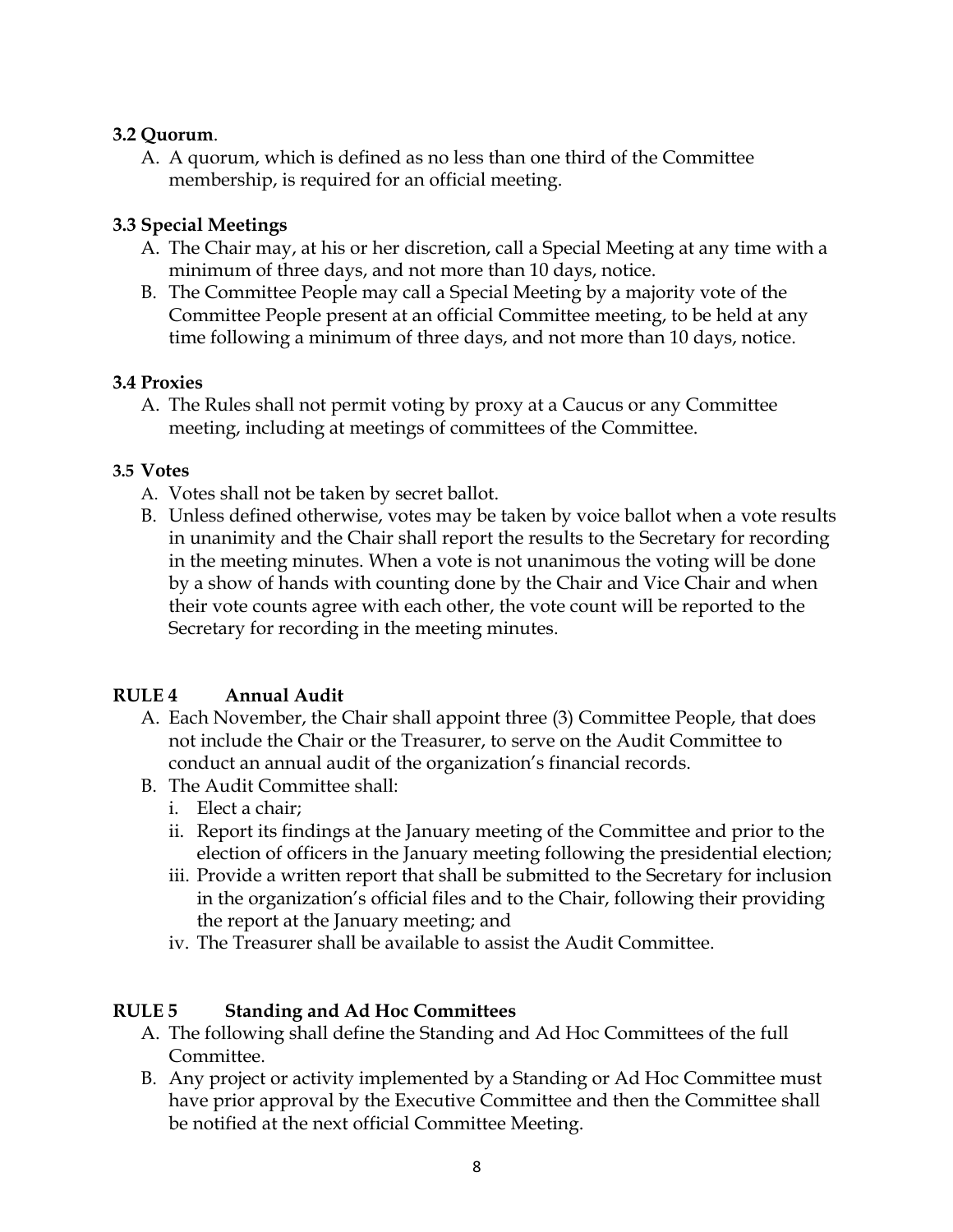### 3.2 Quorum.

A. A quorum, which is defined as no less than one third of the Committee membership, is required for an official meeting.

### 3.3 Special Meetings

A. The Chair may, at his or her discretion, call a Special Meeting at any time with a minimum of three days, and not more than 10 days, notice.
B. The Committee People may call a Special Meeting by a majority vote of the Committee People present at an official Committee meeting, to be held at any time following a minimum of three days, and not more than 10 days, notice.

### 3.4 Proxies

A. The Rules shall not permit voting by proxy at a Caucus or any Committee meeting, including at meetings of committees of the Committee.

### 3.5 Votes

A. Votes shall not be taken by secret ballot.
B. Unless defined otherwise, votes may be taken by voice ballot when a vote results in unanimity and the Chair shall report the results to the Secretary for recording in the meeting minutes. When a vote is not unanimous the voting will be done by a show of hands with counting done by the Chair and Vice Chair and when their vote counts agree with each other, the vote count will be reported to the Secretary for recording in the meeting minutes.

## RULE 4 Annual Audit

A. Each November, the Chair shall appoint three (3) Committee People, that does not include the Chair or the Treasurer, to serve on the Audit Committee to conduct an annual audit of the organization's financial records.
B. The Audit Committee shall:
   i. Elect a chair;
   ii. Report its findings at the January meeting of the Committee and prior to the election of officers in the January meeting following the presidential election;
   iii. Provide a written report that shall be submitted to the Secretary for inclusion in the organization's official files and to the Chair, following their providing the report at the January meeting; and
   iv. The Treasurer shall be available to assist the Audit Committee.

## RULE 5 Standing and Ad Hoc Committees

A. The following shall define the Standing and Ad Hoc Committees of the full Committee.
B. Any project or activity implemented by a Standing or Ad Hoc Committee must have prior approval by the Executive Committee and then the Committee shall be notified at the next official Committee Meeting.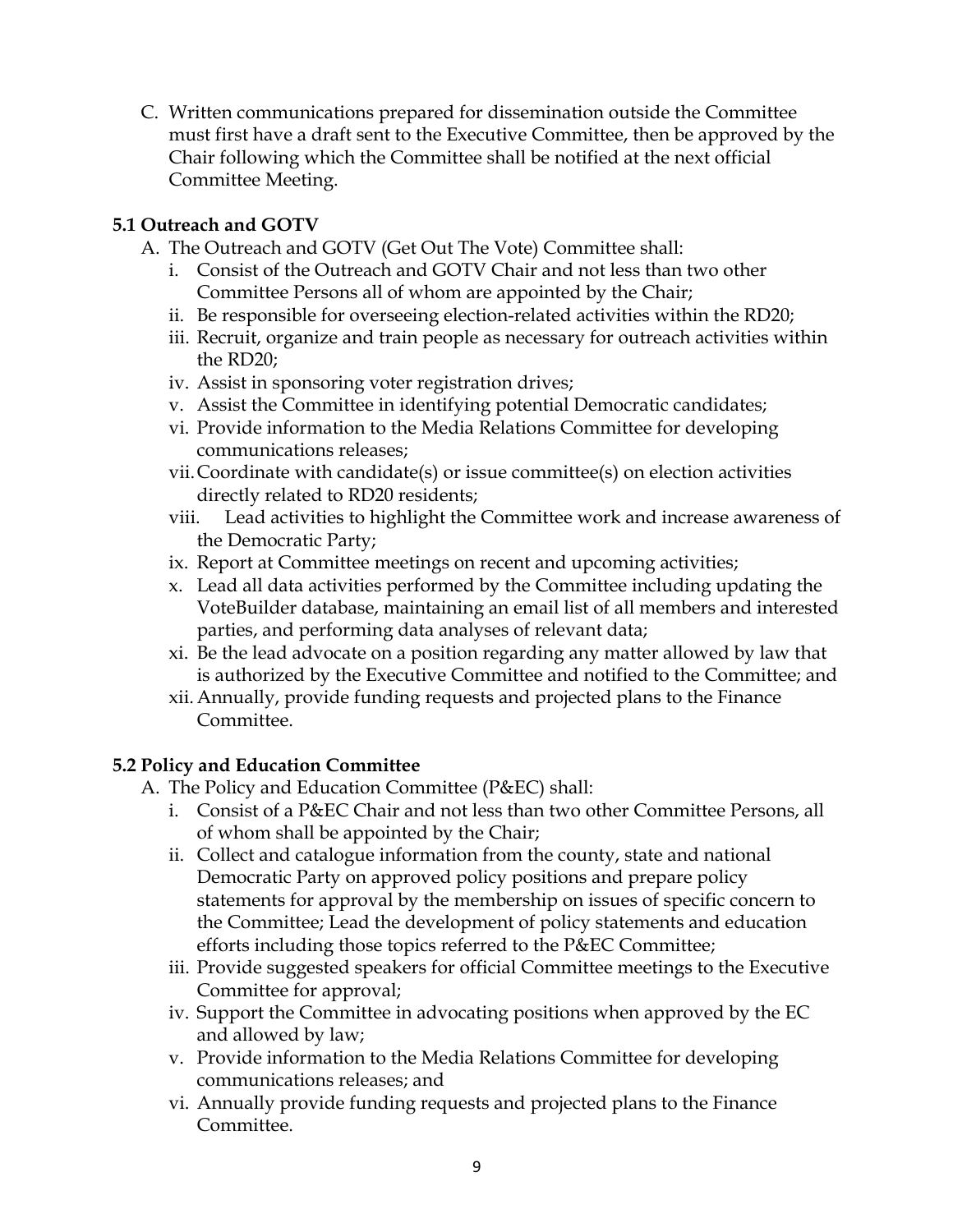C. Written communications prepared for dissemination outside the Committee must first have a draft sent to the Executive Committee, then be approved by the Chair following which the Committee shall be notified at the next official Committee Meeting.

### 5.1 Outreach and GOTV

A. The Outreach and GOTV (Get Out The Vote) Committee shall:
   i. Consist of the Outreach and GOTV Chair and not less than two other Committee Persons all of whom are appointed by the Chair;
   ii. Be responsible for overseeing election-related activities within the RD20;
   iii. Recruit, organize and train people as necessary for outreach activities within the RD20;
   iv. Assist in sponsoring voter registration drives;
   v. Assist the Committee in identifying potential Democratic candidates;
   vi. Provide information to the Media Relations Committee for developing communications releases;
   vii. Coordinate with candidate(s) or issue committee(s) on election activities directly related to RD20 residents;
   viii. Lead activities to highlight the Committee work and increase awareness of the Democratic Party;
   ix. Report at Committee meetings on recent and upcoming activities;
   x. Lead all data activities performed by the Committee including updating the VoteBuilder database, maintaining an email list of all members and interested parties, and performing data analyses of relevant data;
   xi. Be the lead advocate on a position regarding any matter allowed by law that is authorized by the Executive Committee and notified to the Committee; and
   xii. Annually, provide funding requests and projected plans to the Finance Committee.

### 5.2 Policy and Education Committee

A. The Policy and Education Committee (P&EC) shall:
   i. Consist of a P&EC Chair and not less than two other Committee Persons, all of whom shall be appointed by the Chair;
   ii. Collect and catalogue information from the county, state and national Democratic Party on approved policy positions and prepare policy statements for approval by the membership on issues of specific concern to the Committee; Lead the development of policy statements and education efforts including those topics referred to the P&EC Committee;
   iii. Provide suggested speakers for official Committee meetings to the Executive Committee for approval;
   iv. Support the Committee in advocating positions when approved by the EC and allowed by law;
   v. Provide information to the Media Relations Committee for developing communications releases; and
   vi. Annually provide funding requests and projected plans to the Finance Committee.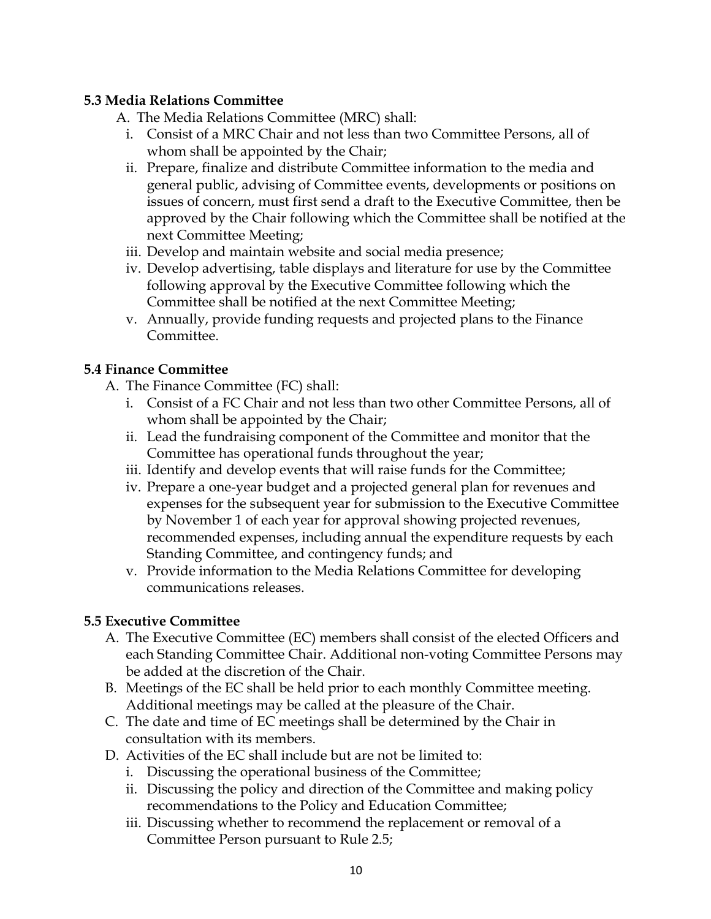**5.3 Media Relations Committee**

A. The Media Relations Committee (MRC) shall:

   i. Consist of a MRC Chair and not less than two Committee Persons, all of whom shall be appointed by the Chair;
   ii. Prepare, finalize and distribute Committee information to the media and general public, advising of Committee events, developments or positions on issues of concern, must first send a draft to the Executive Committee, then be approved by the Chair following which the Committee shall be notified at the next Committee Meeting;
   iii. Develop and maintain website and social media presence;
   iv. Develop advertising, table displays and literature for use by the Committee following approval by the Executive Committee following which the Committee shall be notified at the next Committee Meeting;
   v. Annually, provide funding requests and projected plans to the Finance Committee.

**5.4 Finance Committee**

A. The Finance Committee (FC) shall:

   i. Consist of a FC Chair and not less than two other Committee Persons, all of whom shall be appointed by the Chair;
   ii. Lead the fundraising component of the Committee and monitor that the Committee has operational funds throughout the year;
   iii. Identify and develop events that will raise funds for the Committee;
   iv. Prepare a one-year budget and a projected general plan for revenues and expenses for the subsequent year for submission to the Executive Committee by November 1 of each year for approval showing projected revenues, recommended expenses, including annual the expenditure requests by each Standing Committee, and contingency funds; and
   v. Provide information to the Media Relations Committee for developing communications releases.

**5.5 Executive Committee**

A. The Executive Committee (EC) members shall consist of the elected Officers and each Standing Committee Chair. Additional non-voting Committee Persons may be added at the discretion of the Chair.

B. Meetings of the EC shall be held prior to each monthly Committee meeting. Additional meetings may be called at the pleasure of the Chair.

C. The date and time of EC meetings shall be determined by the Chair in consultation with its members.

D. Activities of the EC shall include but are not be limited to:

   i. Discussing the operational business of the Committee;
   ii. Discussing the policy and direction of the Committee and making policy recommendations to the Policy and Education Committee;
   iii. Discussing whether to recommend the replacement or removal of a Committee Person pursuant to Rule 2.5;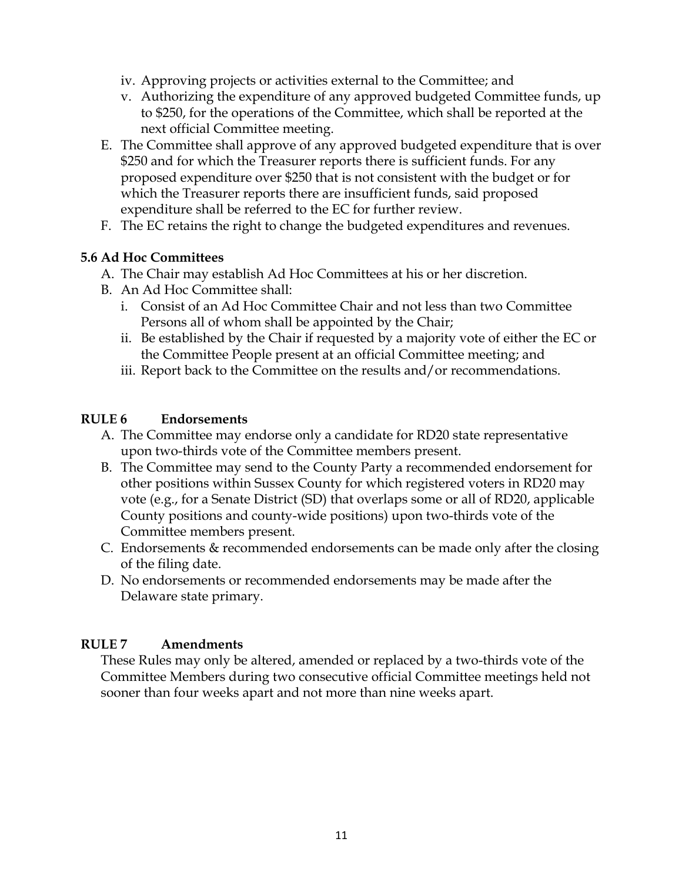iv. Approving projects or activities external to the Committee; and
  v. Authorizing the expenditure of any approved budgeted Committee funds, up to $250, for the operations of the Committee, which shall be reported at the next official Committee meeting.

E. The Committee shall approve of any approved budgeted expenditure that is over $250 and for which the Treasurer reports there is sufficient funds. For any proposed expenditure over $250 that is not consistent with the budget or for which the Treasurer reports there are insufficient funds, said proposed expenditure shall be referred to the EC for further review.

F. The EC retains the right to change the budgeted expenditures and revenues.

**5.6 Ad Hoc Committees**

A. The Chair may establish Ad Hoc Committees at his or her discretion.

B. An Ad Hoc Committee shall:
  i. Consist of an Ad Hoc Committee Chair and not less than two Committee Persons all of whom shall be appointed by the Chair;
  ii. Be established by the Chair if requested by a majority vote of either the EC or the Committee People present at an official Committee meeting; and
  iii. Report back to the Committee on the results and/or recommendations.

**RULE 6 Endorsements**

A. The Committee may endorse only a candidate for RD20 state representative upon two-thirds vote of the Committee members present.

B. The Committee may send to the County Party a recommended endorsement for other positions within Sussex County for which registered voters in RD20 may vote (e.g., for a Senate District (SD) that overlaps some or all of RD20, applicable County positions and county-wide positions) upon two-thirds vote of the Committee members present.

C. Endorsements & recommended endorsements can be made only after the closing of the filing date.

D. No endorsements or recommended endorsements may be made after the Delaware state primary.

**RULE 7 Amendments**

These Rules may only be altered, amended or replaced by a two-thirds vote of the Committee Members during two consecutive official Committee meetings held not sooner than four weeks apart and not more than nine weeks apart.